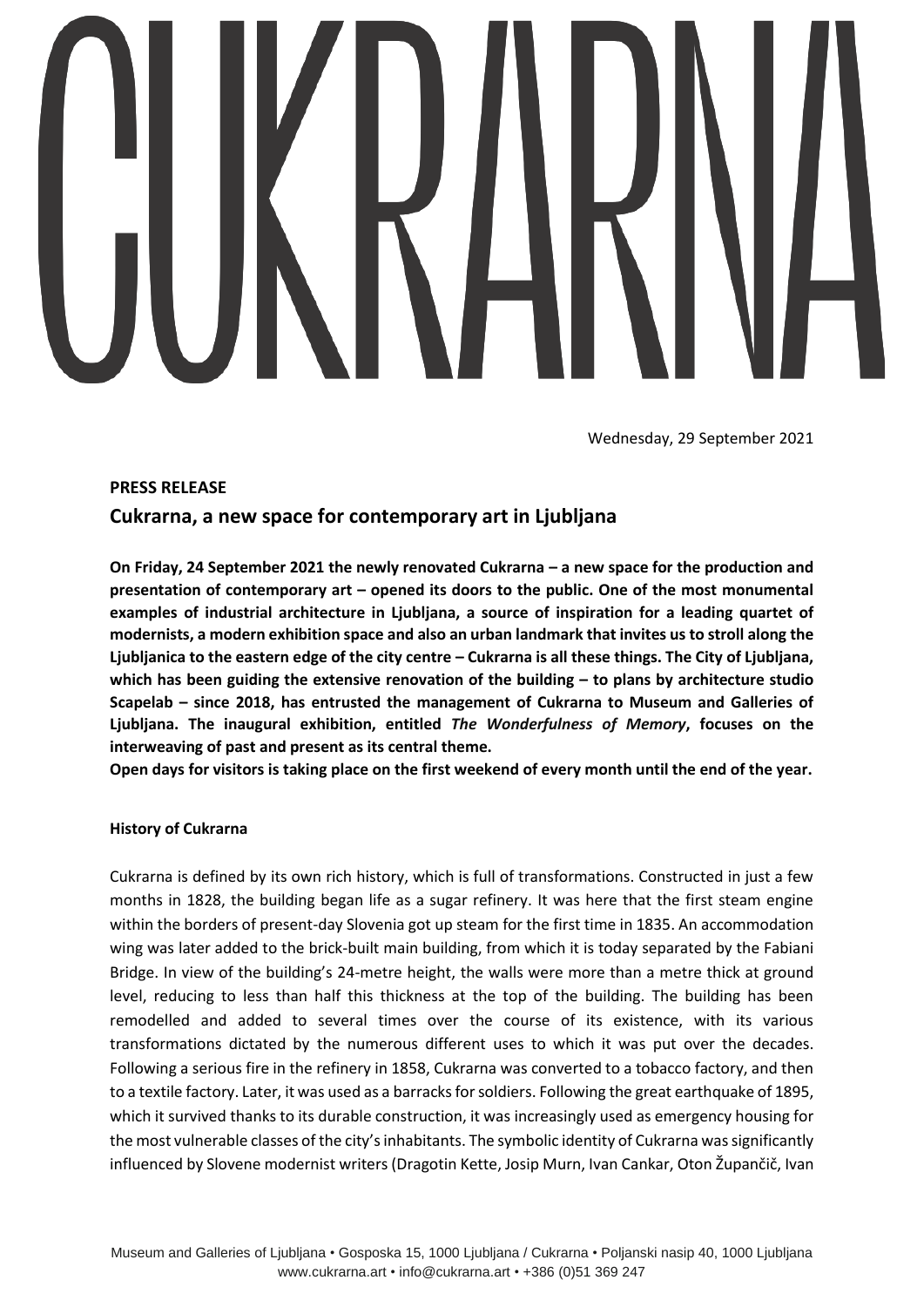# CUKRARNA

Wednesday, 29 September 2021

**PRESS RELEASE**

## Cukrarna, a new space for contemporary art in Ljubljana

**On Friday, 24 September 2021 the newly renovated Cukrarna – a new space for the production and presentation of contemporary art – opened its doors to the public. One of the most monumental examples of industrial architecture in Ljubljana, a source of inspiration for a leading quartet of modernists, a modern exhibition space and also an urban landmark that invites us to stroll along the Ljubljanica to the eastern edge of the city centre – Cukrarna is all these things. The City of Ljubljana, which has been guiding the extensive renovation of the building – to plans by architecture studio Scapelab – since 2018, has entrusted the management of Cukrarna to Museum and Galleries of Ljubljana. The inaugural exhibition, entitled *The Wonderfulness of Memory*, focuses on the interweaving of past and present as its central theme.**

**Open days for visitors is taking place on the first weekend of every month until the end of the year.**

### History of Cukrarna

Cukrarna is defined by its own rich history, which is full of transformations. Constructed in just a few months in 1828, the building began life as a sugar refinery. It was here that the first steam engine within the borders of present-day Slovenia got up steam for the first time in 1835. An accommodation wing was later added to the brick-built main building, from which it is today separated by the Fabiani Bridge. In view of the building's 24-metre height, the walls were more than a metre thick at ground level, reducing to less than half this thickness at the top of the building. The building has been remodelled and added to several times over the course of its existence, with its various transformations dictated by the numerous different uses to which it was put over the decades. Following a serious fire in the refinery in 1858, Cukrarna was converted to a tobacco factory, and then to a textile factory. Later, it was used as a barracks for soldiers. Following the great earthquake of 1895, which it survived thanks to its durable construction, it was increasingly used as emergency housing for the most vulnerable classes of the city's inhabitants. The symbolic identity of Cukrarna was significantly influenced by Slovene modernist writers (Dragotin Kette, Josip Murn, Ivan Cankar, Oton Župančič, Ivan

Museum and Galleries of Ljubljana • Gosposka 15, 1000 Ljubljana / Cukrarna • Poljanski nasip 40, 1000 Ljubljana
www.cukrarna.art • info@cukrarna.art • +386 (0)51 369 247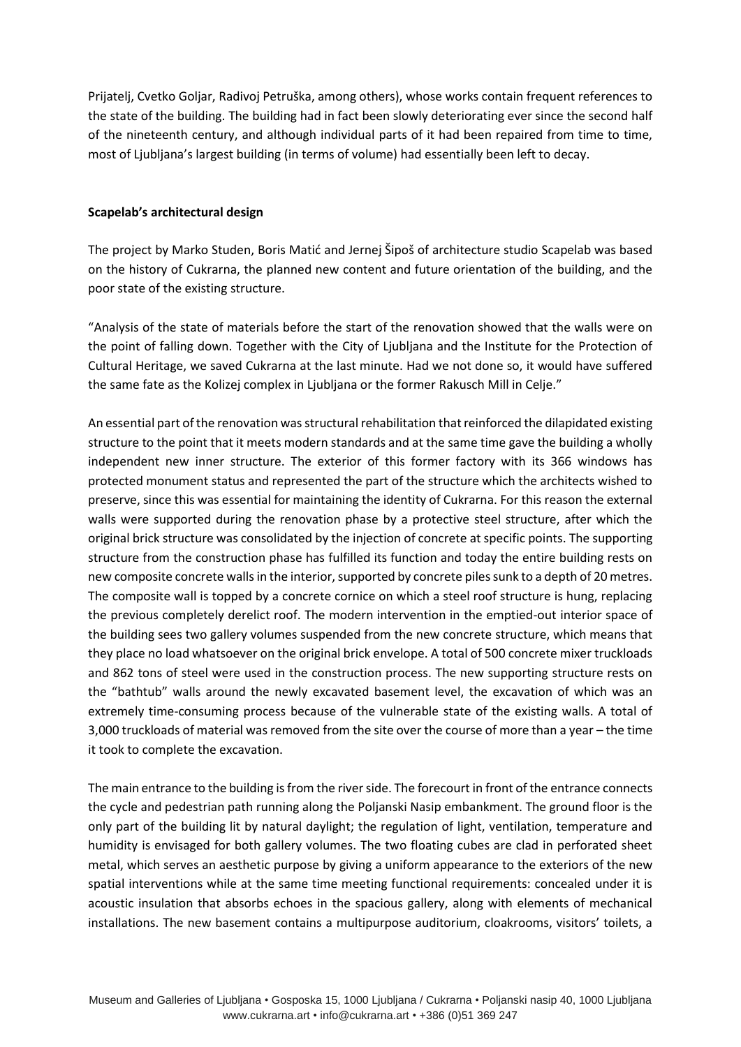Prijatelj, Cvetko Goljar, Radivoj Petruška, among others), whose works contain frequent references to the state of the building. The building had in fact been slowly deteriorating ever since the second half of the nineteenth century, and although individual parts of it had been repaired from time to time, most of Ljubljana's largest building (in terms of volume) had essentially been left to decay.

**Scapelab's architectural design**

The project by Marko Studen, Boris Matić and Jernej Šipoš of architecture studio Scapelab was based on the history of Cukrarna, the planned new content and future orientation of the building, and the poor state of the existing structure.

"Analysis of the state of materials before the start of the renovation showed that the walls were on the point of falling down. Together with the City of Ljubljana and the Institute for the Protection of Cultural Heritage, we saved Cukrarna at the last minute. Had we not done so, it would have suffered the same fate as the Kolizej complex in Ljubljana or the former Rakusch Mill in Celje."

An essential part of the renovation was structural rehabilitation that reinforced the dilapidated existing structure to the point that it meets modern standards and at the same time gave the building a wholly independent new inner structure. The exterior of this former factory with its 366 windows has protected monument status and represented the part of the structure which the architects wished to preserve, since this was essential for maintaining the identity of Cukrarna. For this reason the external walls were supported during the renovation phase by a protective steel structure, after which the original brick structure was consolidated by the injection of concrete at specific points. The supporting structure from the construction phase has fulfilled its function and today the entire building rests on new composite concrete walls in the interior, supported by concrete piles sunk to a depth of 20 metres. The composite wall is topped by a concrete cornice on which a steel roof structure is hung, replacing the previous completely derelict roof. The modern intervention in the emptied-out interior space of the building sees two gallery volumes suspended from the new concrete structure, which means that they place no load whatsoever on the original brick envelope. A total of 500 concrete mixer truckloads and 862 tons of steel were used in the construction process. The new supporting structure rests on the "bathtub" walls around the newly excavated basement level, the excavation of which was an extremely time-consuming process because of the vulnerable state of the existing walls. A total of 3,000 truckloads of material was removed from the site over the course of more than a year – the time it took to complete the excavation.

The main entrance to the building is from the river side. The forecourt in front of the entrance connects the cycle and pedestrian path running along the Poljanski Nasip embankment. The ground floor is the only part of the building lit by natural daylight; the regulation of light, ventilation, temperature and humidity is envisaged for both gallery volumes. The two floating cubes are clad in perforated sheet metal, which serves an aesthetic purpose by giving a uniform appearance to the exteriors of the new spatial interventions while at the same time meeting functional requirements: concealed under it is acoustic insulation that absorbs echoes in the spacious gallery, along with elements of mechanical installations. The new basement contains a multipurpose auditorium, cloakrooms, visitors' toilets, a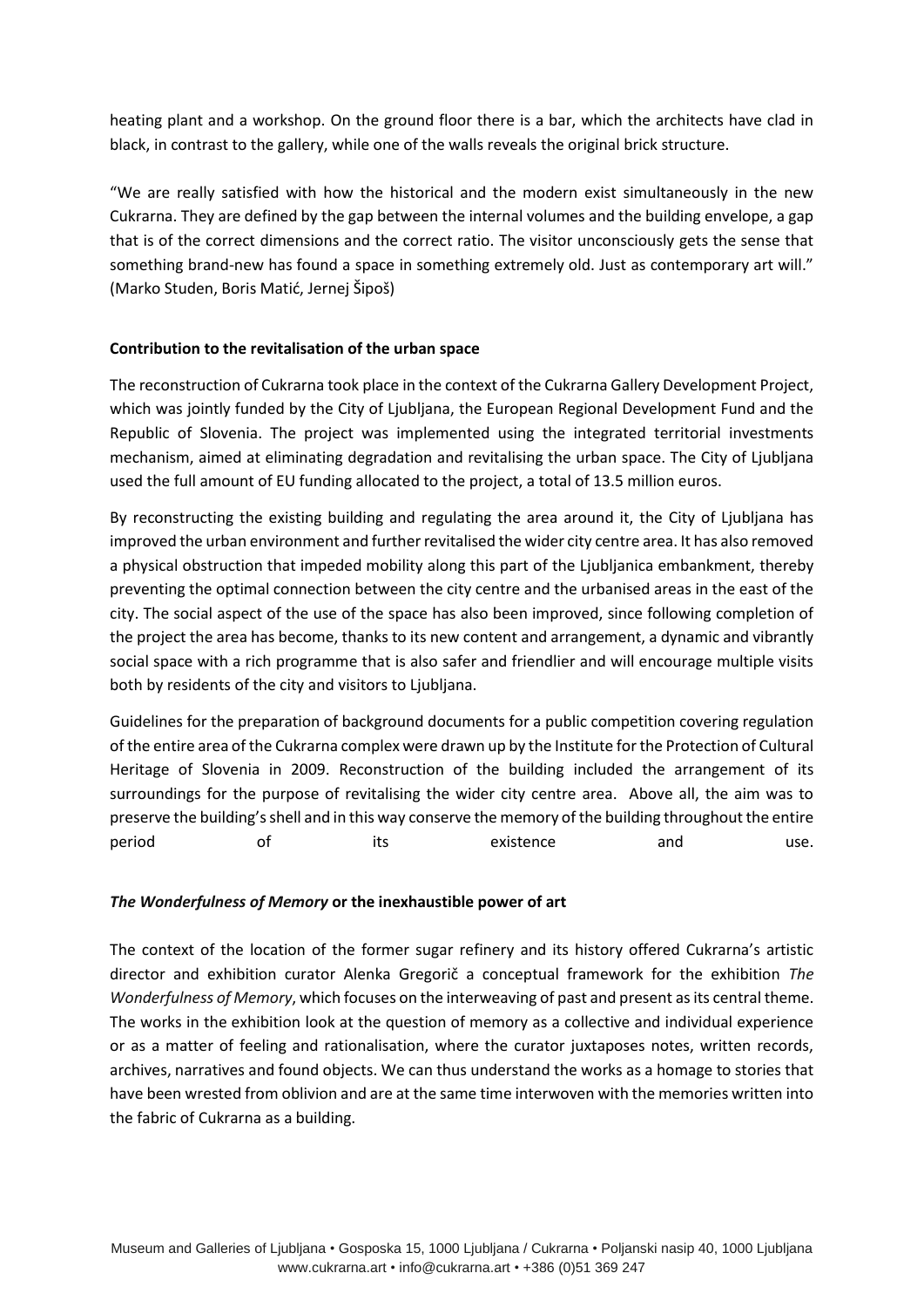heating plant and a workshop. On the ground floor there is a bar, which the architects have clad in black, in contrast to the gallery, while one of the walls reveals the original brick structure.

"We are really satisfied with how the historical and the modern exist simultaneously in the new Cukrarna. They are defined by the gap between the internal volumes and the building envelope, a gap that is of the correct dimensions and the correct ratio. The visitor unconsciously gets the sense that something brand-new has found a space in something extremely old. Just as contemporary art will." (Marko Studen, Boris Matić, Jernej Šipoš)

**Contribution to the revitalisation of the urban space**

The reconstruction of Cukrarna took place in the context of the Cukrarna Gallery Development Project, which was jointly funded by the City of Ljubljana, the European Regional Development Fund and the Republic of Slovenia. The project was implemented using the integrated territorial investments mechanism, aimed at eliminating degradation and revitalising the urban space. The City of Ljubljana used the full amount of EU funding allocated to the project, a total of 13.5 million euros.

By reconstructing the existing building and regulating the area around it, the City of Ljubljana has improved the urban environment and further revitalised the wider city centre area. It has also removed a physical obstruction that impeded mobility along this part of the Ljubljanica embankment, thereby preventing the optimal connection between the city centre and the urbanised areas in the east of the city. The social aspect of the use of the space has also been improved, since following completion of the project the area has become, thanks to its new content and arrangement, a dynamic and vibrantly social space with a rich programme that is also safer and friendlier and will encourage multiple visits both by residents of the city and visitors to Ljubljana.

Guidelines for the preparation of background documents for a public competition covering regulation of the entire area of the Cukrarna complex were drawn up by the Institute for the Protection of Cultural Heritage of Slovenia in 2009. Reconstruction of the building included the arrangement of its surroundings for the purpose of revitalising the wider city centre area. Above all, the aim was to preserve the building's shell and in this way conserve the memory of the building throughout the entire period of its existence and use.

***The Wonderfulness of Memory* or the inexhaustible power of art**

The context of the location of the former sugar refinery and its history offered Cukrarna's artistic director and exhibition curator Alenka Gregorič a conceptual framework for the exhibition *The Wonderfulness of Memory*, which focuses on the interweaving of past and present as its central theme. The works in the exhibition look at the question of memory as a collective and individual experience or as a matter of feeling and rationalisation, where the curator juxtaposes notes, written records, archives, narratives and found objects. We can thus understand the works as a homage to stories that have been wrested from oblivion and are at the same time interwoven with the memories written into the fabric of Cukrarna as a building.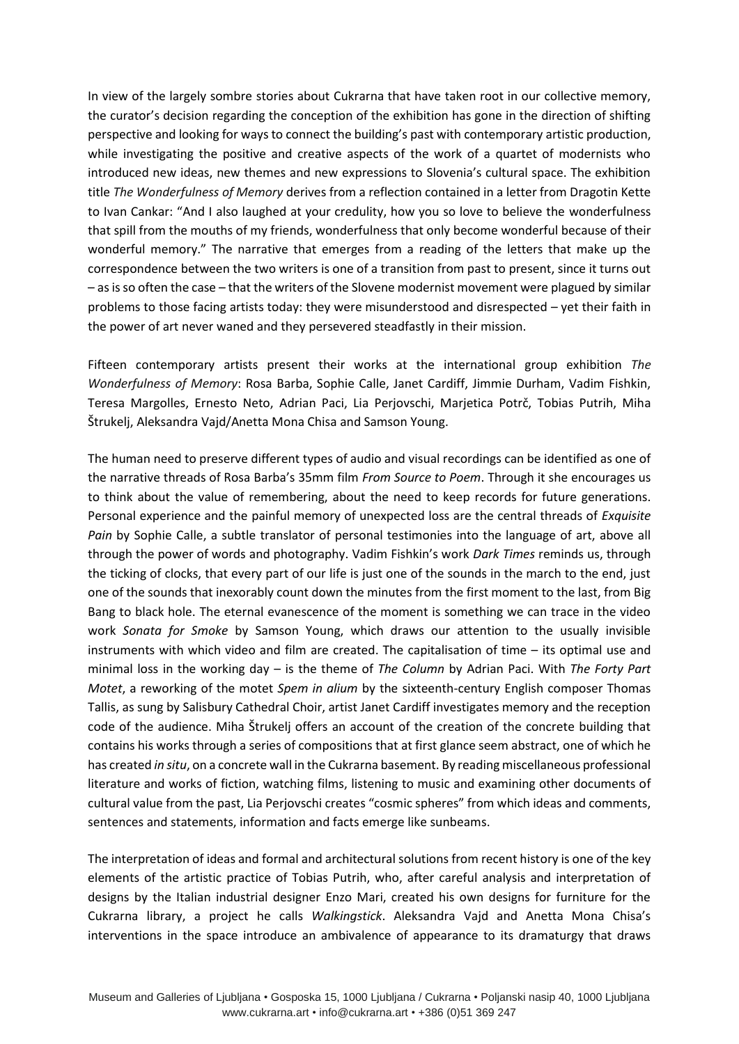In view of the largely sombre stories about Cukrarna that have taken root in our collective memory, the curator's decision regarding the conception of the exhibition has gone in the direction of shifting perspective and looking for ways to connect the building's past with contemporary artistic production, while investigating the positive and creative aspects of the work of a quartet of modernists who introduced new ideas, new themes and new expressions to Slovenia's cultural space. The exhibition title *The Wonderfulness of Memory* derives from a reflection contained in a letter from Dragotin Kette to Ivan Cankar: "And I also laughed at your credulity, how you so love to believe the wonderfulness that spill from the mouths of my friends, wonderfulness that only become wonderful because of their wonderful memory." The narrative that emerges from a reading of the letters that make up the correspondence between the two writers is one of a transition from past to present, since it turns out – as is so often the case – that the writers of the Slovene modernist movement were plagued by similar problems to those facing artists today: they were misunderstood and disrespected – yet their faith in the power of art never waned and they persevered steadfastly in their mission.

Fifteen contemporary artists present their works at the international group exhibition *The Wonderfulness of Memory*: Rosa Barba, Sophie Calle, Janet Cardiff, Jimmie Durham, Vadim Fishkin, Teresa Margolles, Ernesto Neto, Adrian Paci, Lia Perjovschi, Marjetica Potrč, Tobias Putrih, Miha Štrukelj, Aleksandra Vajd/Anetta Mona Chisa and Samson Young.

The human need to preserve different types of audio and visual recordings can be identified as one of the narrative threads of Rosa Barba's 35mm film *From Source to Poem*. Through it she encourages us to think about the value of remembering, about the need to keep records for future generations. Personal experience and the painful memory of unexpected loss are the central threads of *Exquisite Pain* by Sophie Calle, a subtle translator of personal testimonies into the language of art, above all through the power of words and photography. Vadim Fishkin's work *Dark Times* reminds us, through the ticking of clocks, that every part of our life is just one of the sounds in the march to the end, just one of the sounds that inexorably count down the minutes from the first moment to the last, from Big Bang to black hole. The eternal evanescence of the moment is something we can trace in the video work *Sonata for Smoke* by Samson Young, which draws our attention to the usually invisible instruments with which video and film are created. The capitalisation of time – its optimal use and minimal loss in the working day – is the theme of *The Column* by Adrian Paci. With *The Forty Part Motet*, a reworking of the motet *Spem in alium* by the sixteenth-century English composer Thomas Tallis, as sung by Salisbury Cathedral Choir, artist Janet Cardiff investigates memory and the reception code of the audience. Miha Štrukelj offers an account of the creation of the concrete building that contains his works through a series of compositions that at first glance seem abstract, one of which he has created *in situ*, on a concrete wall in the Cukrarna basement. By reading miscellaneous professional literature and works of fiction, watching films, listening to music and examining other documents of cultural value from the past, Lia Perjovschi creates "cosmic spheres" from which ideas and comments, sentences and statements, information and facts emerge like sunbeams.

The interpretation of ideas and formal and architectural solutions from recent history is one of the key elements of the artistic practice of Tobias Putrih, who, after careful analysis and interpretation of designs by the Italian industrial designer Enzo Mari, created his own designs for furniture for the Cukrarna library, a project he calls *Walkingstick*. Aleksandra Vajd and Anetta Mona Chisa's interventions in the space introduce an ambivalence of appearance to its dramaturgy that draws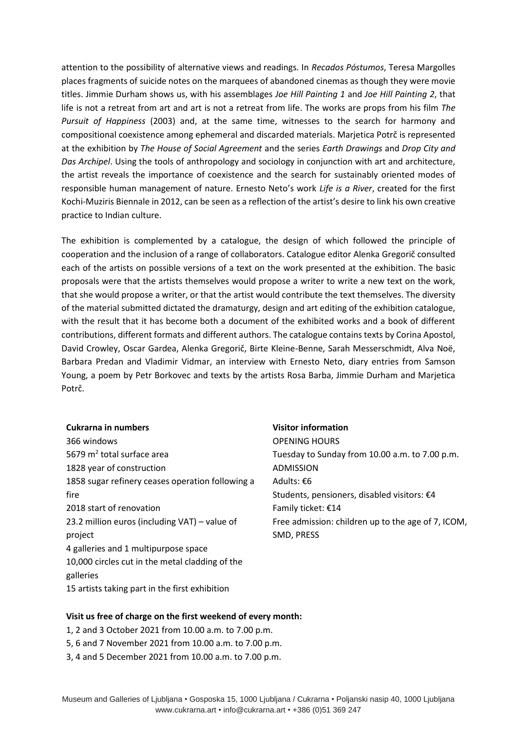attention to the possibility of alternative views and readings. In *Recados Póstumos*, Teresa Margolles places fragments of suicide notes on the marquees of abandoned cinemas as though they were movie titles. Jimmie Durham shows us, with his assemblages *Joe Hill Painting 1* and *Joe Hill Painting 2*, that life is not a retreat from art and art is not a retreat from life. The works are props from his film *The Pursuit of Happiness* (2003) and, at the same time, witnesses to the search for harmony and compositional coexistence among ephemeral and discarded materials. Marjetica Potrč is represented at the exhibition by *The House of Social Agreement* and the series *Earth Drawings* and *Drop City and Das Archipel*. Using the tools of anthropology and sociology in conjunction with art and architecture, the artist reveals the importance of coexistence and the search for sustainably oriented modes of responsible human management of nature. Ernesto Neto's work *Life is a River*, created for the first Kochi-Muziris Biennale in 2012, can be seen as a reflection of the artist's desire to link his own creative practice to Indian culture.

The exhibition is complemented by a catalogue, the design of which followed the principle of cooperation and the inclusion of a range of collaborators. Catalogue editor Alenka Gregorič consulted each of the artists on possible versions of a text on the work presented at the exhibition. The basic proposals were that the artists themselves would propose a writer to write a new text on the work, that she would propose a writer, or that the artist would contribute the text themselves. The diversity of the material submitted dictated the dramaturgy, design and art editing of the exhibition catalogue, with the result that it has become both a document of the exhibited works and a book of different contributions, different formats and different authors. The catalogue contains texts by Corina Apostol, David Crowley, Oscar Gardea, Alenka Gregorič, Birte Kleine-Benne, Sarah Messerschmidt, Alva Noë, Barbara Predan and Vladimir Vidmar, an interview with Ernesto Neto, diary entries from Samson Young, a poem by Petr Borkovec and texts by the artists Rosa Barba, Jimmie Durham and Marjetica Potrč.

**Cukrarna in numbers**

366 windows
5679 $m^2$ total surface area
1828 year of construction
1858 sugar refinery ceases operation following a fire
2018 start of renovation
23.2 million euros (including VAT) – value of project
4 galleries and 1 multipurpose space
10,000 circles cut in the metal cladding of the galleries
15 artists taking part in the first exhibition

**Visitor information**

OPENING HOURS
Tuesday to Sunday from 10.00 a.m. to 7.00 p.m.
ADMISSION
Adults: €6
Students, pensioners, disabled visitors: €4
Family ticket: €14
Free admission: children up to the age of 7, ICOM, SMD, PRESS

**Visit us free of charge on the first weekend of every month:**

1, 2 and 3 October 2021 from 10.00 a.m. to 7.00 p.m.
5, 6 and 7 November 2021 from 10.00 a.m. to 7.00 p.m.
3, 4 and 5 December 2021 from 10.00 a.m. to 7.00 p.m.

Museum and Galleries of Ljubljana • Gosposka 15, 1000 Ljubljana / Cukrarna • Poljanski nasip 40, 1000 Ljubljana
www.cukrarna.art • info@cukrarna.art • +386 (0)51 369 247